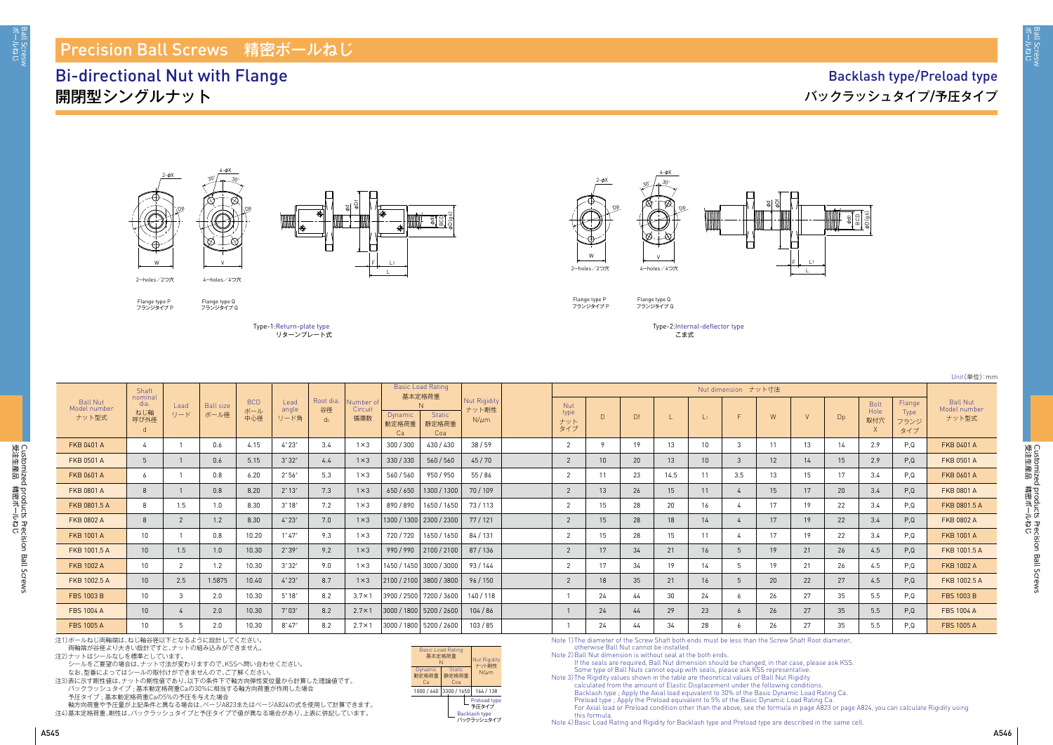# Precision Ball Screws 精密ボールねじ

## Bi-directional Nut with Flange
## 開閉型シングルナット

## Backlash type/Preload type
## バックラッシュタイプ/予圧タイプ

Flange type P フランジタイプ P　Flange type Q フランジタイプ Q

Type-1:Return-plate type リターンプレート式

Type-2:Internal-deflector type こま式

Unit(単位):mm

| Ball Nut Model number ナット型式 | Shaft nominal dia. ねじ軸呼び外径 d | Lead リード | Ball size ボール径 | BCD ボール中心径 | Lead angle リード角 | Root dia. 谷径 $d_0$ | Number of Circuit 循環数 | Basic Load Rating 基本定格荷重 N Dynamic 動定格荷重 Ca | Static 静定格荷重 Coa | Nut Rigidity ナット剛性 N/μm | Nut type ナットタイプ | D | Df | L | $L_1$ | F | W | V | Dp | Bolt Hole 取付穴 X | Flange Type フランジタイプ | Ball Nut Model number ナット型式 |
|---|---|---|---|---|---|---|---|---|---|---|---|---|---|---|---|---|---|---|---|---|---|---|
| FKB 0401 A | 4 | 1 | 0.6 | 4.15 | 4°23′ | 3.4 | 1×3 | 300 / 300 | 430 / 430 | 38 / 59 | 2 | 9 | 19 | 13 | 10 | 3 | 11 | 13 | 14 | 2.9 | P,Q | FKB 0401 A |
| FKB 0501 A | 5 | 1 | 0.6 | 5.15 | 3°32′ | 4.4 | 1×3 | 330 / 330 | 560 / 560 | 45 / 70 | 2 | 10 | 20 | 13 | 10 | 3 | 12 | 14 | 15 | 2.9 | P,Q | FKB 0501 A |
| FKB 0601 A | 6 | 1 | 0.8 | 6.20 | 2°56′ | 5.3 | 1×3 | 560 / 560 | 950 / 950 | 55 / 86 | 2 | 11 | 23 | 14.5 | 11 | 3.5 | 13 | 15 | 17 | 3.4 | P,Q | FKB 0601 A |
| FKB 0801 A | 8 | 1 | 0.8 | 8.20 | 2°13′ | 7.3 | 1×3 | 650 / 650 | 1300 / 1300 | 70 / 109 | 2 | 13 | 26 | 15 | 11 | 4 | 15 | 17 | 20 | 3.4 | P,Q | FKB 0801 A |
| FKB 0801.5 A | 8 | 1.5 | 1.0 | 8.30 | 3°18′ | 7.2 | 1×3 | 890 / 890 | 1650 / 1650 | 73 / 113 | 2 | 15 | 28 | 20 | 16 | 4 | 17 | 19 | 22 | 3.4 | P,Q | FKB 0801.5 A |
| FKB 0802 A | 8 | 2 | 1.2 | 8.30 | 4°23′ | 7.0 | 1×3 | 1300 / 1300 | 2300 / 2300 | 77 / 121 | 2 | 15 | 28 | 18 | 14 | 4 | 17 | 19 | 22 | 3.4 | P,Q | FKB 0802 A |
| FKB 1001 A | 10 | 1 | 0.8 | 10.20 | 1°47′ | 9.3 | 1×3 | 720 / 720 | 1650 / 1650 | 84 / 131 | 2 | 15 | 28 | 15 | 11 | 4 | 17 | 19 | 22 | 3.4 | P,Q | FKB 1001 A |
| FKB 1001.5 A | 10 | 1.5 | 1.0 | 10.30 | 2°39′ | 9.2 | 1×3 | 990 / 990 | 2100 / 2100 | 87 / 136 | 2 | 17 | 34 | 21 | 16 | 5 | 19 | 21 | 26 | 4.5 | P,Q | FKB 1001.5 A |
| FKB 1002 A | 10 | 2 | 1.2 | 10.30 | 3°32′ | 9.0 | 1×3 | 1450 / 1450 | 3000 / 3000 | 93 / 144 | 2 | 17 | 34 | 19 | 14 | 5 | 19 | 21 | 26 | 4.5 | P,Q | FKB 1002 A |
| FKB 1002.5 A | 10 | 2.5 | 1.5875 | 10.40 | 4°23′ | 8.7 | 1×3 | 2100 / 2100 | 3800 / 3800 | 96 / 150 | 2 | 18 | 35 | 21 | 16 | 5 | 20 | 22 | 27 | 4.5 | P,Q | FKB 1002.5 A |
| FBS 1003 B | 10 | 3 | 2.0 | 10.30 | 5°18′ | 8.2 | 3.7×1 | 3900 / 2500 | 7200 / 3600 | 140 / 118 | 1 | 24 | 44 | 30 | 24 | 6 | 26 | 27 | 35 | 5.5 | P,Q | FBS 1003 B |
| FBS 1004 A | 10 | 4 | 2.0 | 10.30 | 7°03′ | 8.2 | 2.7×1 | 3000 / 1800 | 5200 / 2600 | 104 / 86 | 1 | 24 | 44 | 29 | 23 | 6 | 26 | 27 | 35 | 5.5 | P,Q | FBS 1004 A |
| FBS 1005 A | 10 | 5 | 2.0 | 10.30 | 8°47′ | 8.2 | 2.7×1 | 3000 / 1800 | 5200 / 2600 | 103 / 85 | 1 | 24 | 44 | 34 | 28 | 6 | 26 | 27 | 35 | 5.5 | P,Q | FBS 1005 A |

注1)ボールねじ両軸端は、ねじ軸谷径以下となるように設計してください。
　　両軸端が谷径より大きい設計ですと、ナットの組み込みができません。
注2)ナットはシールなしを標準としています。
　　シールをご要望の場合は、ナット寸法が変わりますので、KSSへ問い合わせください。
　　なお、型番によってはシールの取付けができませんので、ご了解ください。
注3)表に示す剛性値は、ナットの剛性値であり、以下の条件下で軸方向弾性変位量から計算した理論値です。
　　バックラッシュタイプ；基本動定格荷重Caの30%に相当する軸方向荷重が作用した場合
　　予圧タイプ；基本動定格荷重Caの5%の予圧を与えた場合
　　軸方向荷重や予圧量が上記条件と異なる場合は、ページA823またはページA824の式を使用して計算できます。
注4)基本定格荷重、剛性は、バックラッシュタイプと予圧タイプで値が異なる場合があり、上表に併記しています。

| Basic Load Rating 基本定格荷重 N Dynamic 動定格荷重 Ca | Static 静定格荷重 Coa | Nut Rigidity ナット剛性 N/μm |
|---|---|---|
| 1000 / 640 | 3300 / 1650 | 164 / 138 |

Preload type 予圧タイプ — Backlash type バックラッシュタイプ

Note 1) The diameter of the Screw Shaft both ends must be less than the Screw Shaft Root diameter, otherwise Ball Nut cannot be installed.
Note 2) Ball Nut dimension is without seal at the both ends.
　If the seals are required, Ball Nut dimension should be changed, in that case, please ask KSS.
　Some type of Ball Nuts cannot equip with seals, please ask KSS representative.
Note 3) The Rigidity values shown in the table are theoretical values of Ball Nut Rigidity calculated from the amount of Elastic Displacement under the following conditions.
　Backlash type ; Apply the Axial load equivalent to 30% of the Basic Dynamic Load Rating Ca.
　Preload type ; Apply the Preload equivalent to 5% of the Basic Dynamic Load Rating Ca.
　For Axial load or Preload condition other than the above, see the formula in page A823 or page A824, you can calculate Rigidity using this formula.
Note 4) Basic Load Rating and Rigidity for Backlash type and Preload type are described in the same cell.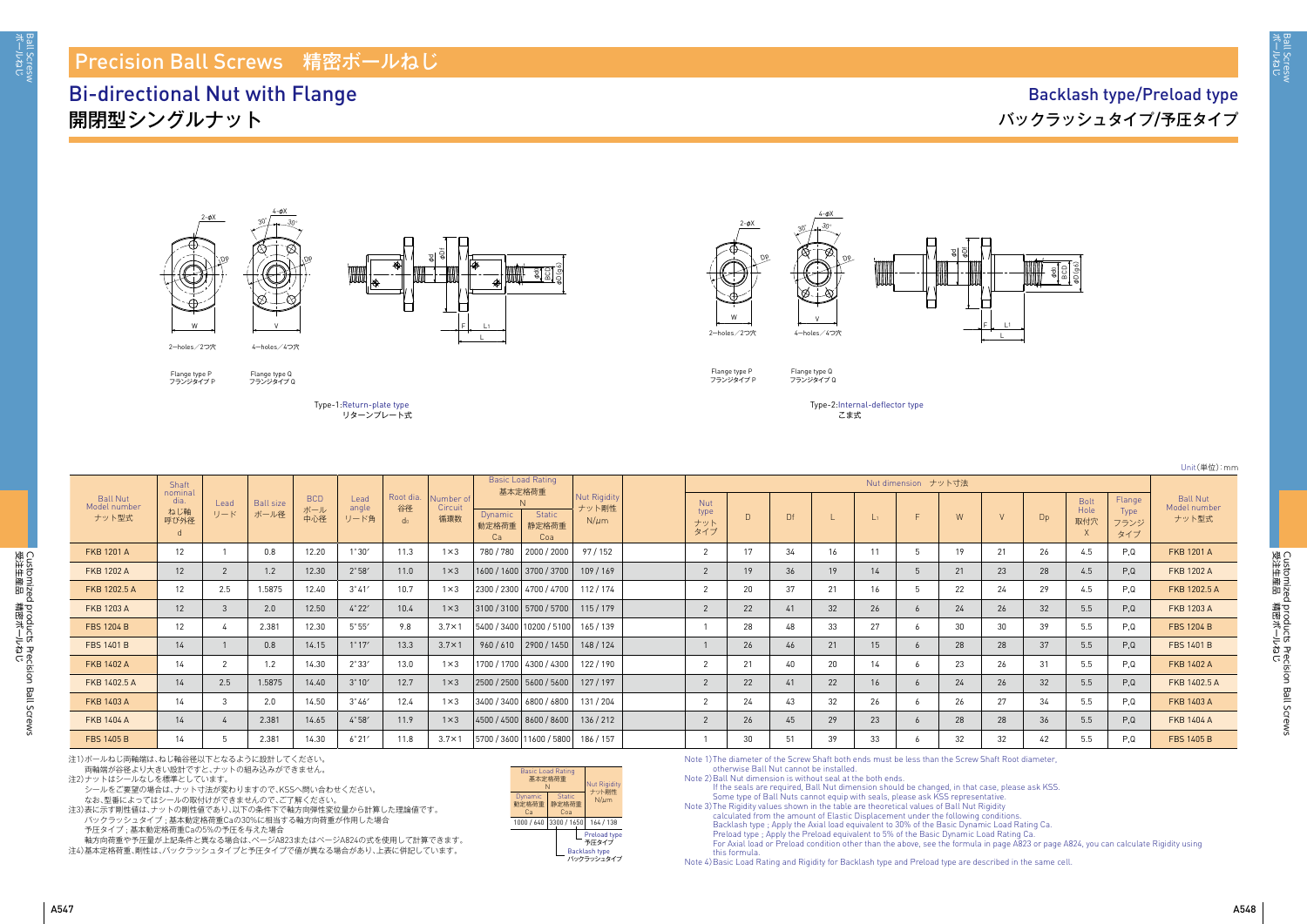# Precision Ball Screws 精密ボールねじ

## Bi-directional Nut with Flange
## 開閉型シングルナット

## Backlash type/Preload type
## バックラッシュタイプ/予圧タイプ

2−holes／2つ穴　4−holes／4つ穴

Flange type P フランジタイプ P　Flange type Q フランジタイプ Q

Type-1:Return-plate type リターンプレート式

Type-2:Internal-deflector type こま式

Unit(単位):mm

| Ball Nut Model number ナット型式 | Shaft nominal dia. ねじ軸呼び外径 d | Lead リード | Ball size ボール径 | BCD ボール中心径 | Lead angle リード角 | Root dia. 谷径 $d_0$ | Number of Circuit 循環数 | Basic Load Rating 基本定格荷重 N Dynamic 動定格荷重 Ca | Static 静定格荷重 Coa | Nut Rigidity ナット剛性 N/μm | Nut type ナットタイプ | D | Df | L | $L_1$ | F | W | V | Dp | Bolt Hole 取付穴 X | Flange Type フランジタイプ | Ball Nut Model number ナット型式 |
|---|---|---|---|---|---|---|---|---|---|---|---|---|---|---|---|---|---|---|---|---|---|---|
| FKB 1201 A | 12 | 1 | 0.8 | 12.20 | 1°30′ | 11.3 | 1×3 | 780 / 780 | 2000 / 2000 | 97 / 152 | 2 | 17 | 34 | 16 | 11 | 5 | 19 | 21 | 26 | 4.5 | P,Q | FKB 1201 A |
| FKB 1202 A | 12 | 2 | 1.2 | 12.30 | 2°58′ | 11.0 | 1×3 | 1600 / 1600 | 3700 / 3700 | 109 / 169 | 2 | 19 | 36 | 19 | 14 | 5 | 21 | 23 | 28 | 4.5 | P,Q | FKB 1202 A |
| FKB 1202.5 A | 12 | 2.5 | 1.5875 | 12.40 | 3°41′ | 10.7 | 1×3 | 2300 / 2300 | 4700 / 4700 | 112 / 174 | 2 | 20 | 37 | 21 | 16 | 5 | 22 | 24 | 29 | 4.5 | P,Q | FKB 1202.5 A |
| FKB 1203 A | 12 | 3 | 2.0 | 12.50 | 4°22′ | 10.4 | 1×3 | 3100 / 3100 | 5700 / 5700 | 115 / 179 | 2 | 22 | 41 | 32 | 26 | 6 | 24 | 26 | 32 | 5.5 | P,Q | FKB 1203 A |
| FBS 1204 B | 12 | 4 | 2.381 | 12.30 | 5°55′ | 9.8 | 3.7×1 | 5400 / 3400 | 10200 / 5100 | 165 / 139 | 1 | 28 | 48 | 33 | 27 | 6 | 30 | 30 | 39 | 5.5 | P,Q | FBS 1204 B |
| FBS 1401 B | 14 | 1 | 0.8 | 14.15 | 1°17′ | 13.3 | 3.7×1 | 960 / 610 | 2900 / 1450 | 148 / 124 | 1 | 26 | 46 | 21 | 15 | 6 | 28 | 28 | 37 | 5.5 | P,Q | FBS 1401 B |
| FKB 1402 A | 14 | 2 | 1.2 | 14.30 | 2°33′ | 13.0 | 1×3 | 1700 / 1700 | 4300 / 4300 | 122 / 190 | 2 | 21 | 40 | 20 | 14 | 6 | 23 | 26 | 31 | 5.5 | P,Q | FKB 1402 A |
| FKB 1402.5 A | 14 | 2.5 | 1.5875 | 14.40 | 3°10′ | 12.7 | 1×3 | 2500 / 2500 | 5600 / 5600 | 127 / 197 | 2 | 22 | 41 | 22 | 16 | 6 | 24 | 26 | 32 | 5.5 | P,Q | FKB 1402.5 A |
| FKB 1403 A | 14 | 3 | 2.0 | 14.50 | 3°46′ | 12.4 | 1×3 | 3400 / 3400 | 6800 / 6800 | 131 / 204 | 2 | 24 | 43 | 32 | 26 | 6 | 26 | 27 | 34 | 5.5 | P,Q | FKB 1403 A |
| FKB 1404 A | 14 | 4 | 2.381 | 14.65 | 4°58′ | 11.9 | 1×3 | 4500 / 4500 | 8600 / 8600 | 136 / 212 | 2 | 26 | 45 | 29 | 23 | 6 | 28 | 28 | 36 | 5.5 | P,Q | FKB 1404 A |
| FBS 1405 B | 14 | 5 | 2.381 | 14.30 | 6°21′ | 11.8 | 3.7×1 | 5700 / 3600 | 11600 / 5800 | 186 / 157 | 1 | 30 | 51 | 39 | 33 | 6 | 32 | 32 | 42 | 5.5 | P,Q | FBS 1405 B |

注1)ボールねじ両軸端は、ねじ軸谷径以下となるように設計してください。
両軸端が谷径より大きい設計ですと、ナットの組み込みができません。
注2)ナットはシールなしを標準としています。
シールをご要望の場合は、ナット寸法が変わりますので、KSSへ問い合わせください。
なお、型番によってはシールの取付けができませんので、ご了解ください。
注3)表に示す剛性値は、ナットの剛性値であり、以下の条件下で軸方向弾性変位量から計算した理論値です。
バックラッシュタイプ；基本動定格荷重Caの30%に相当する軸方向荷重が作用した場合
予圧タイプ；基本動定格荷重Caの5%の予圧を与えた場合
軸方向荷重や予圧量が上記条件と異なる場合は、ページA823またはページA824の式を使用して計算できます。
注4)基本定格荷重、剛性は、バックラッシュタイプと予圧タイプで値が異なる場合があり、上表に併記しています。

| Basic Load Rating 基本定格荷重 N Dynamic 動定格荷重 Ca | Static 静定格荷重 Coa | Nut Rigidity ナット剛性 N/μm |
|---|---|---|
| 1000 / 640 | 3300 / 1650 | 164 / 138 |

Preload type 予圧タイプ
Backlash type バックラッシュタイプ

Note 1) The diameter of the Screw Shaft both ends must be less than the Screw Shaft Root diameter, otherwise Ball Nut cannot be installed.
Note 2) Ball Nut dimension is without seal at the both ends.
If the seals are required, Ball Nut dimension should be changed, in that case, please ask KSS.
Some type of Ball Nuts cannot equip with seals, please ask KSS representative.
Note 3) The Rigidity values shown in the table are theoretical values of Ball Nut Rigidity calculated from the amount of Elastic Displacement under the following conditions.
Backlash type ; Apply the Axial load equivalent to 30% of the Basic Dynamic Load Rating Ca.
Preload type ; Apply the Preload equivalent to 5% of the Basic Dynamic Load Rating Ca.
For Axial load or Preload condition other than the above, see the formula in page A823 or page A824, you can calculate Rigidity using this formula.
Note 4) Basic Load Rating and Rigidity for Backlash type and Preload type are described in the same cell.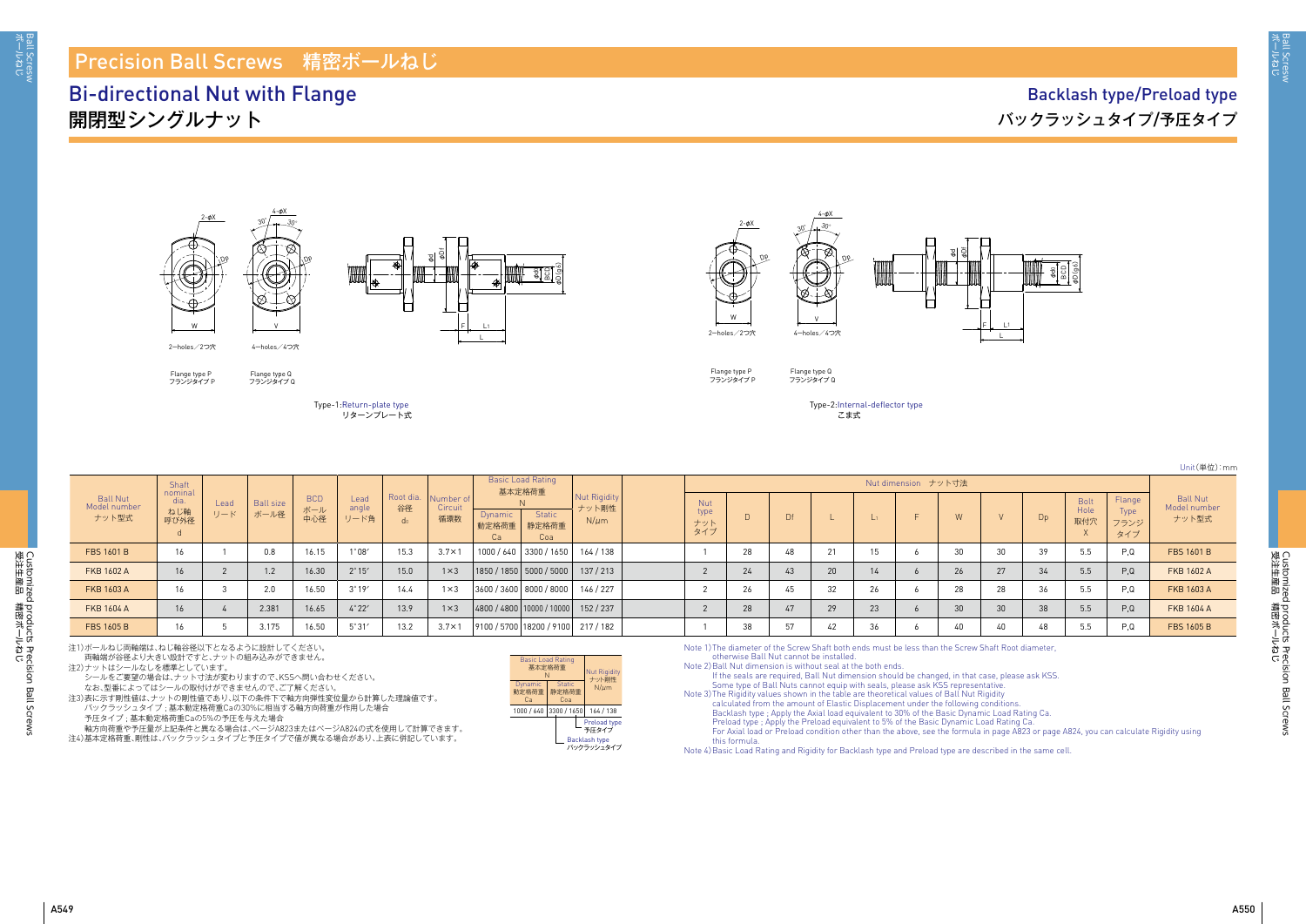# Precision Ball Screws　精密ボールねじ

## Bi-directional Nut with Flange
## 開閉型シングルナット

## Backlash type/Preload type
## バックラッシュタイプ/予圧タイプ

2−φX
4−φX
30°
Dp
W
V
2−holes／2つ穴
4−holes／4つ穴
φd
φDf
φdr
BCD
φD(g6)
F
L1
L

Flange type P
フランジタイプ P

Flange type Q
フランジタイプ Q

Type-1:Return-plate type
リターンプレート式

Type-2:Internal-deflector type
こま式

Unit（単位）: mm

| Ball Nut Model number ナット型式 | Shaft nominal dia. ねじ軸呼び外径 d | Lead リード | Ball size ボール径 | BCD ボール中心径 | Lead angle リード角 | Root dia. 谷径 $d_r$ | Number of Circuit 循環数 | Basic Load Rating 基本定格荷重 N Dynamic 動定格荷重 Ca | Static 静定格荷重 Coa | Nut Rigidity ナット剛性 N/μm | Nut type ナットタイプ | D | Df | L | $L_1$ | F | W | V | Dp | Bolt Hole 取付穴 X | Flange Type フランジタイプ | Ball Nut Model number ナット型式 |
|---|---|---|---|---|---|---|---|---|---|---|---|---|---|---|---|---|---|---|---|---|---|---|
| FBS 1601 B | 16 | 1 | 0.8 | 16.15 | 1°08′ | 15.3 | 3.7×1 | 1000 / 640 | 3300 / 1650 | 164 / 138 | 1 | 28 | 48 | 21 | 15 | 6 | 30 | 30 | 39 | 5.5 | P,Q | FBS 1601 B |
| FKB 1602 A | 16 | 2 | 1.2 | 16.30 | 2°15′ | 15.0 | 1×3 | 1850 / 1850 | 5000 / 5000 | 137 / 213 | 2 | 24 | 43 | 20 | 14 | 6 | 26 | 27 | 34 | 5.5 | P,Q | FKB 1602 A |
| FKB 1603 A | 16 | 3 | 2.0 | 16.50 | 3°19′ | 14.4 | 1×3 | 3600 / 3600 | 8000 / 8000 | 146 / 227 | 2 | 26 | 45 | 32 | 26 | 6 | 28 | 28 | 36 | 5.5 | P,Q | FKB 1603 A |
| FKB 1604 A | 16 | 4 | 2.381 | 16.65 | 4°22′ | 13.9 | 1×3 | 4800 / 4800 | 10000 / 10000 | 152 / 237 | 2 | 28 | 47 | 29 | 23 | 6 | 30 | 30 | 38 | 5.5 | P,Q | FKB 1604 A |
| FBS 1605 B | 16 | 5 | 3.175 | 16.50 | 5°31′ | 13.2 | 3.7×1 | 9100 / 5700 | 18200 / 9100 | 217 / 182 | 1 | 38 | 57 | 42 | 36 | 6 | 40 | 40 | 48 | 5.5 | P,Q | FBS 1605 B |

注1)ボールねじ両軸端は、ねじ軸谷径以下となるように設計してください。
両軸端が谷径より大きい設計ですと、ナットの組み込みができません。
注2)ナットはシールなしを標準としています。
シールをご要望の場合は、ナット寸法が変わりますので、KSSへ問い合わせください。
なお、型番によってはシールの取付けができませんので、ご了解ください。
注3)表に示す剛性値は、ナットの剛性値であり、以下の条件下で軸方向弾性変位量から計算した理論値です。
バックラッシュタイプ；基本動定格荷重Caの30%に相当する軸方向荷重が作用した場合
予圧タイプ；基本動定格荷重Caの5%の予圧を与えた場合
軸方向荷重や予圧量が上記条件と異なる場合は、ページA823またはページA824の式を使用して計算できます。
注4)基本定格荷重、剛性は、バックラッシュタイプと予圧タイプで値が異なる場合があり、上表に併記しています。

| Basic Load Rating 基本定格荷重 N Dynamic 動定格荷重 Ca | Static 静定格荷重 Coa | Nut Rigidity ナット剛性 N/μm |
|---|---|---|
| 1000 / 640 | 3300 / 1650 | 164 / 138 |

Preload type 予圧タイプ
Backlash type バックラッシュタイプ

Note 1)The diameter of the Screw Shaft both ends must be less than the Screw Shaft Root diameter, otherwise Ball Nut cannot be installed.
Note 2)Ball Nut dimension is without seal at the both ends.
If the seals are required, Ball Nut dimension should be changed, in that case, please ask KSS.
Some type of Ball Nuts cannot equip with seals, please ask KSS representative.
Note 3)The Rigidity values shown in the table are theoretical values of Ball Nut Rigidity calculated from the amount of Elastic Displacement under the following conditions.
Backlash type ; Apply the Axial load equivalent to 30% of the Basic Dynamic Load Rating Ca.
Preload type ; Apply the Preload equivalent to 5% of the Basic Dynamic Load Rating Ca.
For Axial load or Preload condition other than the above, see the formula in page A823 or page A824, you can calculate Rigidity using this formula.
Note 4)Basic Load Rating and Rigidity for Backlash type and Preload type are described in the same cell.